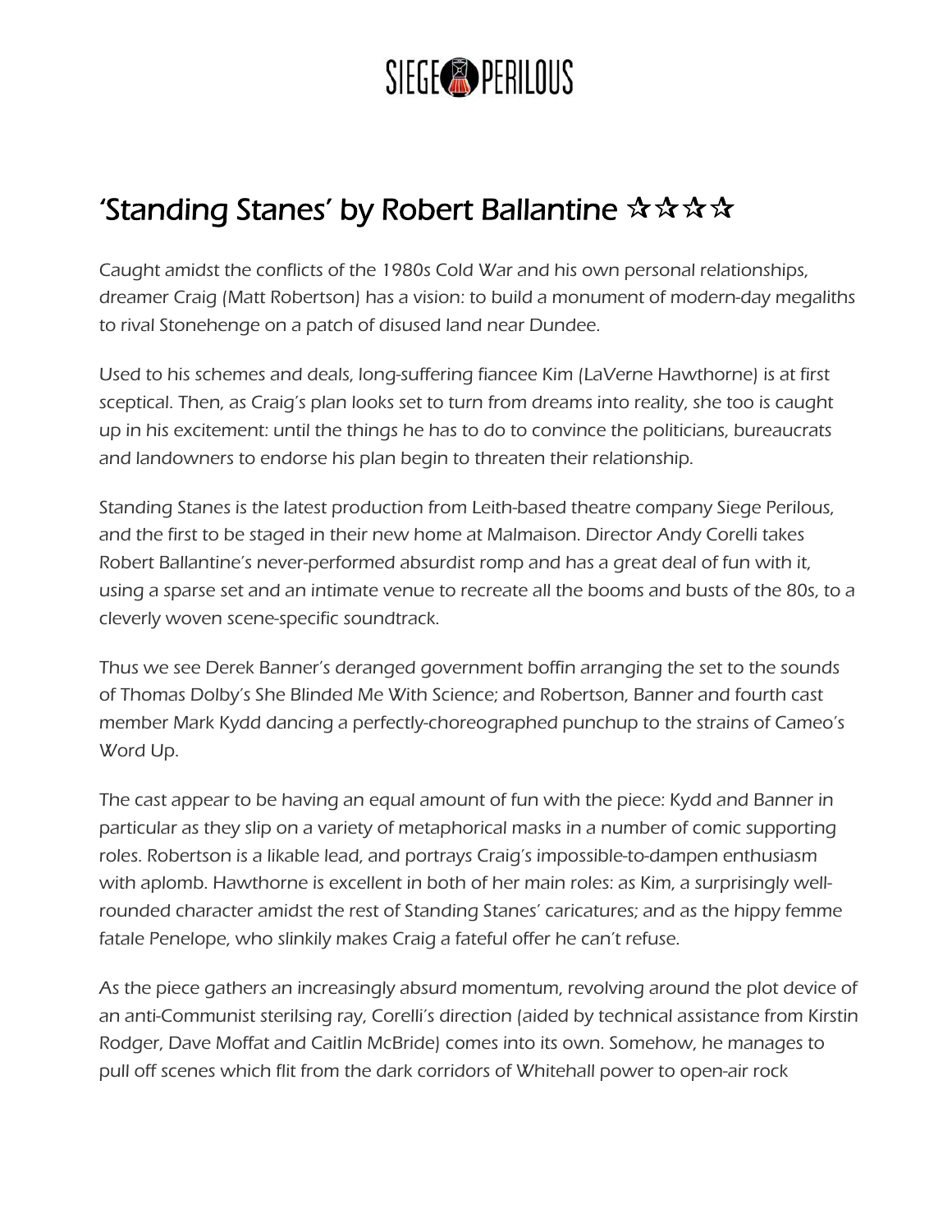SIEGE PERILOUS

# ‘Standing Stanes’ by Robert Ballantine ☆☆☆☆

*Caught amidst the conflicts of the 1980s Cold War and his own personal relationships, dreamer Craig (Matt Robertson) has a vision: to build a monument of modern-day megaliths to rival Stonehenge on a patch of disused land near Dundee.*

*Used to his schemes and deals, long-suffering fiancee Kim (LaVerne Hawthorne) is at first sceptical. Then, as Craig’s plan looks set to turn from dreams into reality, she too is caught up in his excitement: until the things he has to do to convince the politicians, bureaucrats and landowners to endorse his plan begin to threaten their relationship.*

*Standing Stanes is the latest production from Leith-based theatre company Siege Perilous, and the first to be staged in their new home at Malmaison. Director Andy Corelli takes Robert Ballantine’s never-performed absurdist romp and has a great deal of fun with it, using a sparse set and an intimate venue to recreate all the booms and busts of the 80s, to a cleverly woven scene-specific soundtrack.*

*Thus we see Derek Banner’s deranged government boffin arranging the set to the sounds of Thomas Dolby’s She Blinded Me With Science; and Robertson, Banner and fourth cast member Mark Kydd dancing a perfectly-choreographed punchup to the strains of Cameo’s Word Up.*

*The cast appear to be having an equal amount of fun with the piece: Kydd and Banner in particular as they slip on a variety of metaphorical masks in a number of comic supporting roles. Robertson is a likable lead, and portrays Craig’s impossible-to-dampen enthusiasm with aplomb. Hawthorne is excellent in both of her main roles: as Kim, a surprisingly well-rounded character amidst the rest of Standing Stanes’ caricatures; and as the hippy femme fatale Penelope, who slinkily makes Craig a fateful offer he can’t refuse.*

*As the piece gathers an increasingly absurd momentum, revolving around the plot device of an anti-Communist sterilsing ray, Corelli’s direction (aided by technical assistance from Kirstin Rodger, Dave Moffat and Caitlin McBride) comes into its own. Somehow, he manages to pull off scenes which flit from the dark corridors of Whitehall power to open-air rock*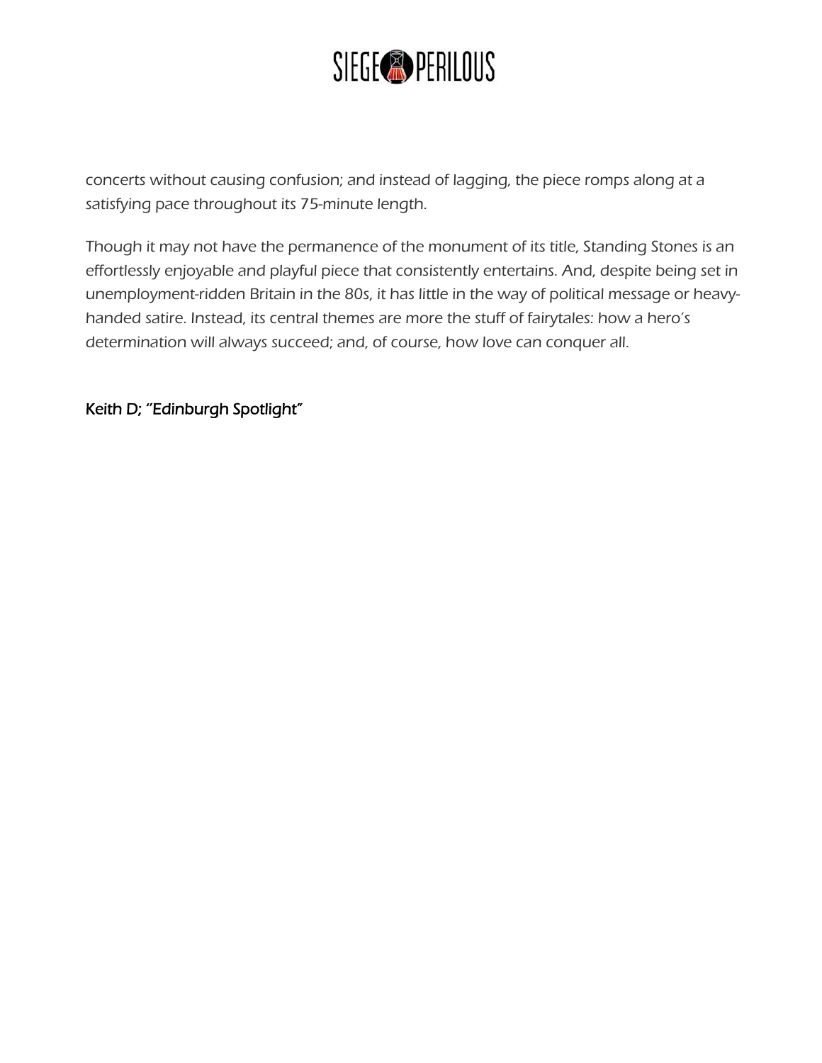*concerts without causing confusion; and instead of lagging, the piece romps along at a satisfying pace throughout its 75-minute length.*

*Though it may not have the permanence of the monument of its title, Standing Stones is an effortlessly enjoyable and playful piece that consistently entertains. And, despite being set in unemployment-ridden Britain in the 80s, it has little in the way of political message or heavy-handed satire. Instead, its central themes are more the stuff of fairytales: how a hero's determination will always succeed; and, of course, how love can conquer all.*

Keith D; "Edinburgh Spotlight"